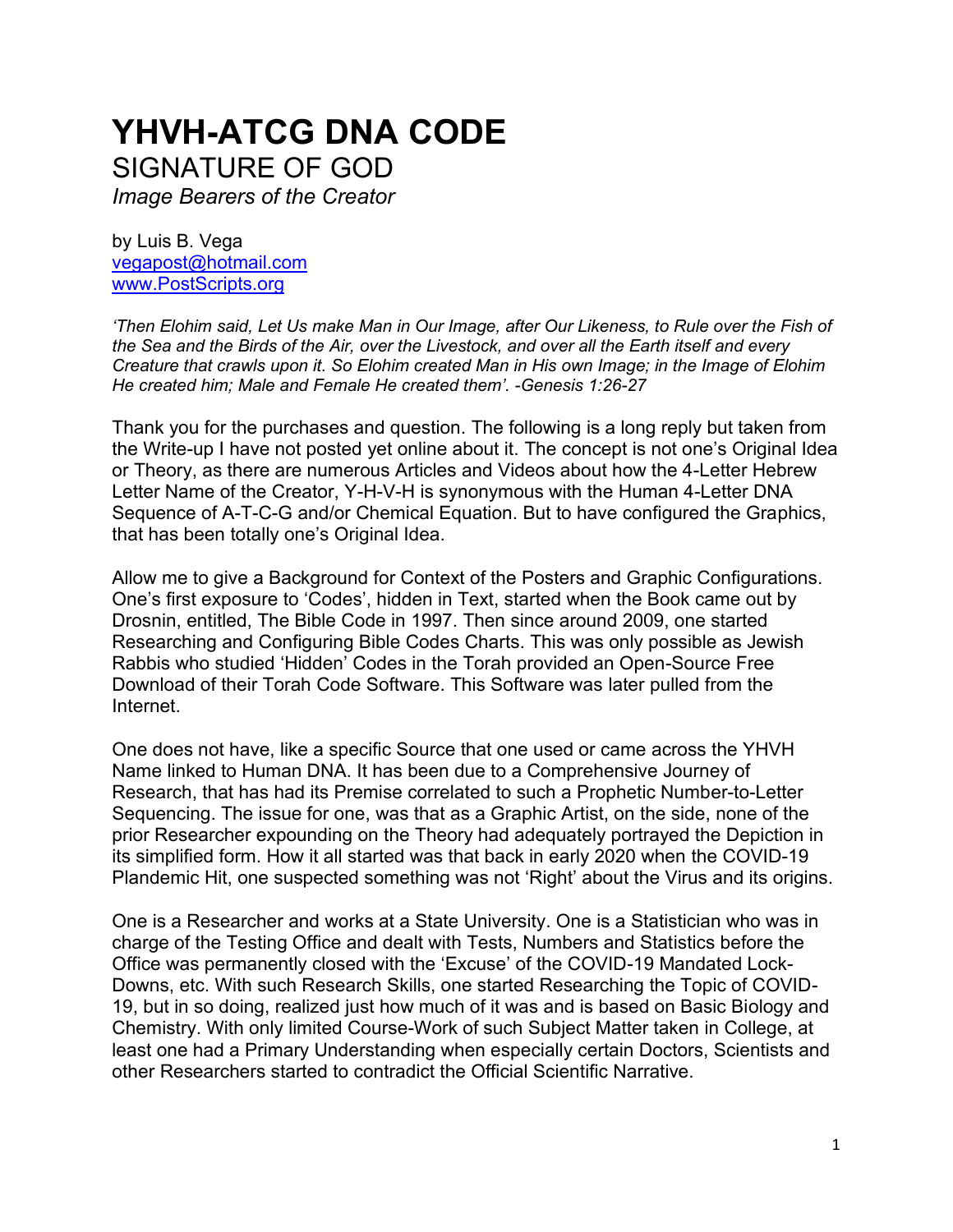# YHVH-ATCG DNA CODE

## SIGNATURE OF GOD

*Image Bearers of the Creator*

by Luis B. Vega
vegapost@hotmail.com
www.PostScripts.org

*'Then Elohim said, Let Us make Man in Our Image, after Our Likeness, to Rule over the Fish of the Sea and the Birds of the Air, over the Livestock, and over all the Earth itself and every Creature that crawls upon it. So Elohim created Man in His own Image; in the Image of Elohim He created him; Male and Female He created them'. -Genesis 1:26-27*

Thank you for the purchases and question. The following is a long reply but taken from the Write-up I have not posted yet online about it. The concept is not one's Original Idea or Theory, as there are numerous Articles and Videos about how the 4-Letter Hebrew Letter Name of the Creator, Y-H-V-H is synonymous with the Human 4-Letter DNA Sequence of A-T-C-G and/or Chemical Equation. But to have configured the Graphics, that has been totally one's Original Idea.

Allow me to give a Background for Context of the Posters and Graphic Configurations. One's first exposure to 'Codes', hidden in Text, started when the Book came out by Drosnin, entitled, The Bible Code in 1997. Then since around 2009, one started Researching and Configuring Bible Codes Charts. This was only possible as Jewish Rabbis who studied 'Hidden' Codes in the Torah provided an Open-Source Free Download of their Torah Code Software. This Software was later pulled from the Internet.

One does not have, like a specific Source that one used or came across the YHVH Name linked to Human DNA. It has been due to a Comprehensive Journey of Research, that has had its Premise correlated to such a Prophetic Number-to-Letter Sequencing. The issue for one, was that as a Graphic Artist, on the side, none of the prior Researcher expounding on the Theory had adequately portrayed the Depiction in its simplified form. How it all started was that back in early 2020 when the COVID-19 Plandemic Hit, one suspected something was not 'Right' about the Virus and its origins.

One is a Researcher and works at a State University. One is a Statistician who was in charge of the Testing Office and dealt with Tests, Numbers and Statistics before the Office was permanently closed with the 'Excuse' of the COVID-19 Mandated Lock-Downs, etc. With such Research Skills, one started Researching the Topic of COVID-19, but in so doing, realized just how much of it was and is based on Basic Biology and Chemistry. With only limited Course-Work of such Subject Matter taken in College, at least one had a Primary Understanding when especially certain Doctors, Scientists and other Researchers started to contradict the Official Scientific Narrative.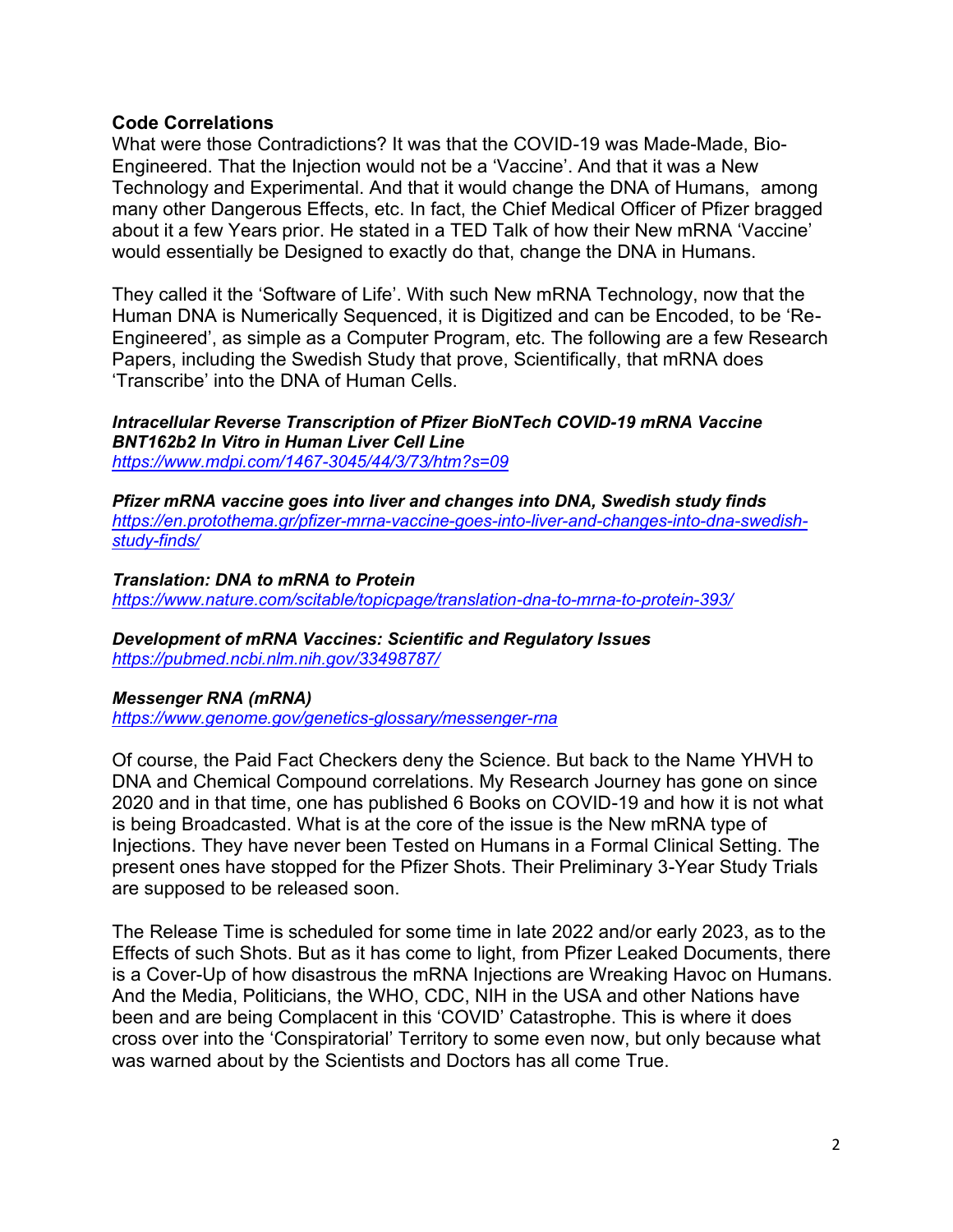**Code Correlations**

What were those Contradictions? It was that the COVID-19 was Made-Made, Bio-Engineered. That the Injection would not be a 'Vaccine'. And that it was a New Technology and Experimental. And that it would change the DNA of Humans, among many other Dangerous Effects, etc. In fact, the Chief Medical Officer of Pfizer bragged about it a few Years prior. He stated in a TED Talk of how their New mRNA 'Vaccine' would essentially be Designed to exactly do that, change the DNA in Humans.

They called it the 'Software of Life'. With such New mRNA Technology, now that the Human DNA is Numerically Sequenced, it is Digitized and can be Encoded, to be 'Re-Engineered', as simple as a Computer Program, etc. The following are a few Research Papers, including the Swedish Study that prove, Scientifically, that mRNA does 'Transcribe' into the DNA of Human Cells.

***Intracellular Reverse Transcription of Pfizer BioNTech COVID-19 mRNA Vaccine BNT162b2 In Vitro in Human Liver Cell Line***
https://www.mdpi.com/1467-3045/44/3/73/htm?s=09

***Pfizer mRNA vaccine goes into liver and changes into DNA, Swedish study finds***
https://en.protothema.gr/pfizer-mrna-vaccine-goes-into-liver-and-changes-into-dna-swedish-study-finds/

***Translation: DNA to mRNA to Protein***
https://www.nature.com/scitable/topicpage/translation-dna-to-mrna-to-protein-393/

***Development of mRNA Vaccines: Scientific and Regulatory Issues***
https://pubmed.ncbi.nlm.nih.gov/33498787/

***Messenger RNA (mRNA)***
https://www.genome.gov/genetics-glossary/messenger-rna

Of course, the Paid Fact Checkers deny the Science. But back to the Name YHVH to DNA and Chemical Compound correlations. My Research Journey has gone on since 2020 and in that time, one has published 6 Books on COVID-19 and how it is not what is being Broadcasted. What is at the core of the issue is the New mRNA type of Injections. They have never been Tested on Humans in a Formal Clinical Setting. The present ones have stopped for the Pfizer Shots. Their Preliminary 3-Year Study Trials are supposed to be released soon.

The Release Time is scheduled for some time in late 2022 and/or early 2023, as to the Effects of such Shots. But as it has come to light, from Pfizer Leaked Documents, there is a Cover-Up of how disastrous the mRNA Injections are Wreaking Havoc on Humans. And the Media, Politicians, the WHO, CDC, NIH in the USA and other Nations have been and are being Complacent in this 'COVID' Catastrophe. This is where it does cross over into the 'Conspiratorial' Territory to some even now, but only because what was warned about by the Scientists and Doctors has all come True.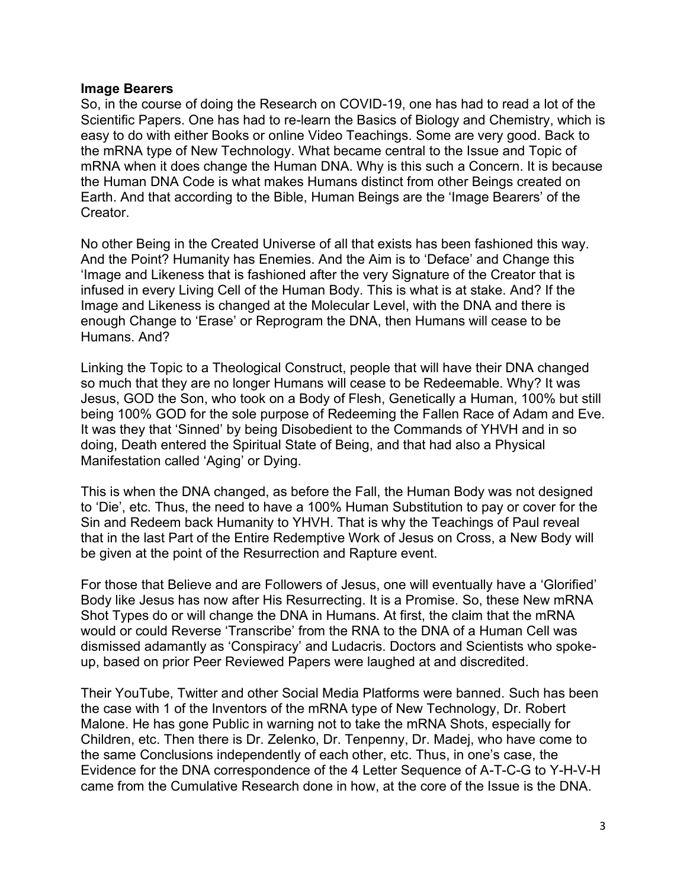**Image Bearers**

So, in the course of doing the Research on COVID-19, one has had to read a lot of the Scientific Papers. One has had to re-learn the Basics of Biology and Chemistry, which is easy to do with either Books or online Video Teachings. Some are very good. Back to the mRNA type of New Technology. What became central to the Issue and Topic of mRNA when it does change the Human DNA. Why is this such a Concern. It is because the Human DNA Code is what makes Humans distinct from other Beings created on Earth. And that according to the Bible, Human Beings are the 'Image Bearers' of the Creator.

No other Being in the Created Universe of all that exists has been fashioned this way. And the Point? Humanity has Enemies. And the Aim is to 'Deface' and Change this 'Image and Likeness that is fashioned after the very Signature of the Creator that is infused in every Living Cell of the Human Body. This is what is at stake. And? If the Image and Likeness is changed at the Molecular Level, with the DNA and there is enough Change to 'Erase' or Reprogram the DNA, then Humans will cease to be Humans. And?

Linking the Topic to a Theological Construct, people that will have their DNA changed so much that they are no longer Humans will cease to be Redeemable. Why? It was Jesus, GOD the Son, who took on a Body of Flesh, Genetically a Human, 100% but still being 100% GOD for the sole purpose of Redeeming the Fallen Race of Adam and Eve. It was they that 'Sinned' by being Disobedient to the Commands of YHVH and in so doing, Death entered the Spiritual State of Being, and that had also a Physical Manifestation called 'Aging' or Dying.

This is when the DNA changed, as before the Fall, the Human Body was not designed to 'Die', etc. Thus, the need to have a 100% Human Substitution to pay or cover for the Sin and Redeem back Humanity to YHVH. That is why the Teachings of Paul reveal that in the last Part of the Entire Redemptive Work of Jesus on Cross, a New Body will be given at the point of the Resurrection and Rapture event.

For those that Believe and are Followers of Jesus, one will eventually have a 'Glorified' Body like Jesus has now after His Resurrecting. It is a Promise. So, these New mRNA Shot Types do or will change the DNA in Humans. At first, the claim that the mRNA would or could Reverse 'Transcribe' from the RNA to the DNA of a Human Cell was dismissed adamantly as 'Conspiracy' and Ludacris. Doctors and Scientists who spoke-up, based on prior Peer Reviewed Papers were laughed at and discredited.

Their YouTube, Twitter and other Social Media Platforms were banned. Such has been the case with 1 of the Inventors of the mRNA type of New Technology, Dr. Robert Malone. He has gone Public in warning not to take the mRNA Shots, especially for Children, etc. Then there is Dr. Zelenko, Dr. Tenpenny, Dr. Madej, who have come to the same Conclusions independently of each other, etc. Thus, in one's case, the Evidence for the DNA correspondence of the 4 Letter Sequence of A-T-C-G to Y-H-V-H came from the Cumulative Research done in how, at the core of the Issue is the DNA.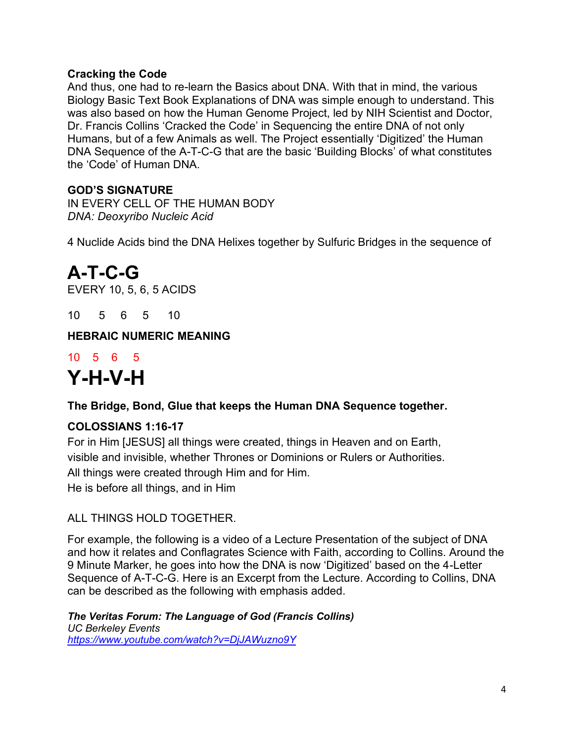**Cracking the Code**
And thus, one had to re-learn the Basics about DNA. With that in mind, the various Biology Basic Text Book Explanations of DNA was simple enough to understand. This was also based on how the Human Genome Project, led by NIH Scientist and Doctor, Dr. Francis Collins 'Cracked the Code' in Sequencing the entire DNA of not only Humans, but of a few Animals as well. The Project essentially 'Digitized' the Human DNA Sequence of the A-T-C-G that are the basic 'Building Blocks' of what constitutes the 'Code' of Human DNA.

**GOD'S SIGNATURE**
IN EVERY CELL OF THE HUMAN BODY
*DNA: Deoxyribo Nucleic Acid*

4 Nuclide Acids bind the DNA Helixes together by Sulfuric Bridges in the sequence of

# A-T-C-G

EVERY 10, 5, 6, 5 ACIDS

10 5 6 5 10

**HEBRAIC NUMERIC MEANING**

10 5 6 5

# Y-H-V-H

**The Bridge, Bond, Glue that keeps the Human DNA Sequence together.**

**COLOSSIANS 1:16-17**
For in Him [JESUS] all things were created, things in Heaven and on Earth,
visible and invisible, whether Thrones or Dominions or Rulers or Authorities.
All things were created through Him and for Him.
He is before all things, and in Him

ALL THINGS HOLD TOGETHER.

For example, the following is a video of a Lecture Presentation of the subject of DNA and how it relates and Conflagrates Science with Faith, according to Collins. Around the 9 Minute Marker, he goes into how the DNA is now 'Digitized' based on the 4-Letter Sequence of A-T-C-G. Here is an Excerpt from the Lecture. According to Collins, DNA can be described as the following with emphasis added.

***The Veritas Forum: The Language of God (Francis Collins)***
*UC Berkeley Events*
*[https://www.youtube.com/watch?v=DjJAWuzno9Y](https://www.youtube.com/watch?v=DjJAWuzno9Y)*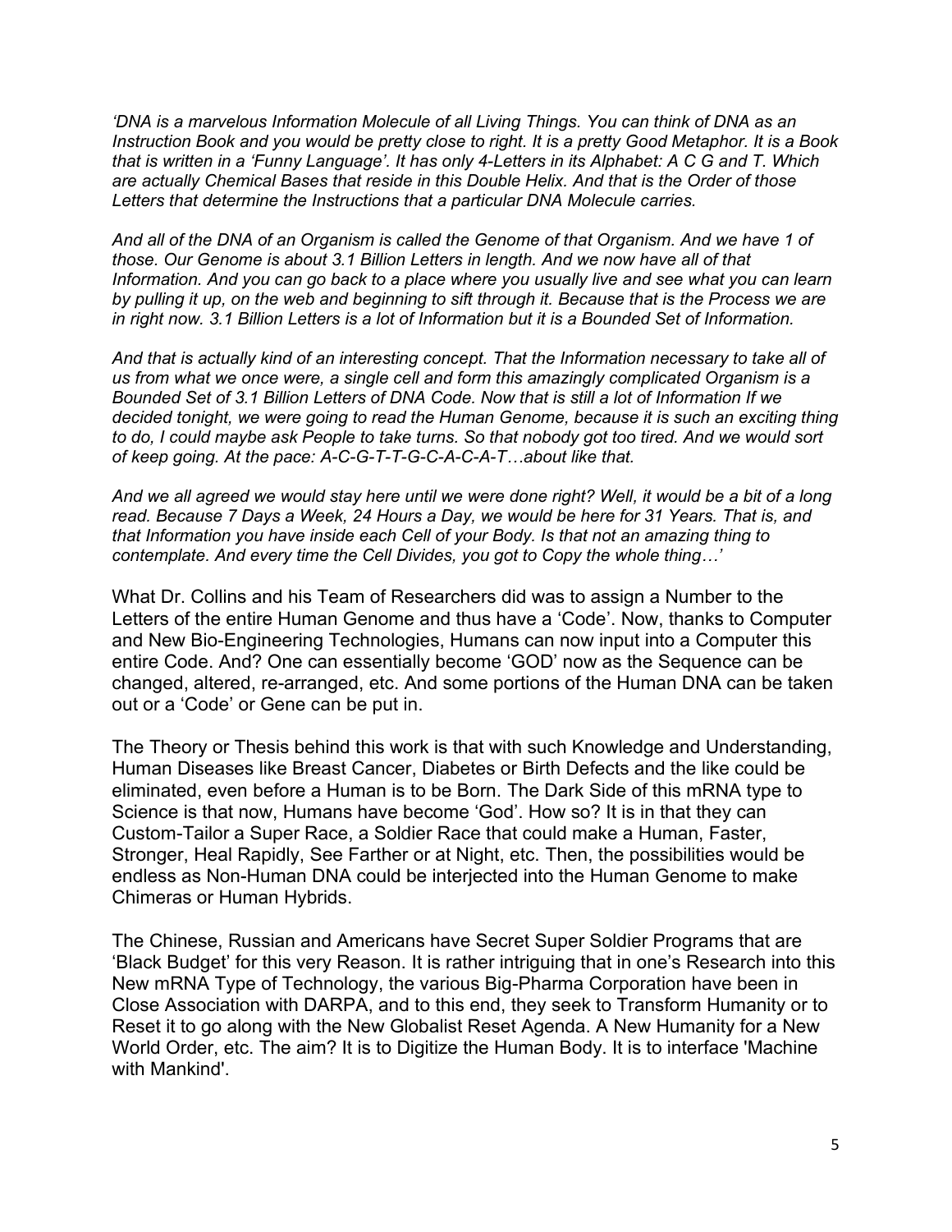*'DNA is a marvelous Information Molecule of all Living Things. You can think of DNA as an Instruction Book and you would be pretty close to right. It is a pretty Good Metaphor. It is a Book that is written in a 'Funny Language'. It has only 4-Letters in its Alphabet: A C G and T. Which are actually Chemical Bases that reside in this Double Helix. And that is the Order of those Letters that determine the Instructions that a particular DNA Molecule carries.*

*And all of the DNA of an Organism is called the Genome of that Organism. And we have 1 of those. Our Genome is about 3.1 Billion Letters in length. And we now have all of that Information. And you can go back to a place where you usually live and see what you can learn by pulling it up, on the web and beginning to sift through it. Because that is the Process we are in right now. 3.1 Billion Letters is a lot of Information but it is a Bounded Set of Information.*

*And that is actually kind of an interesting concept. That the Information necessary to take all of us from what we once were, a single cell and form this amazingly complicated Organism is a Bounded Set of 3.1 Billion Letters of DNA Code. Now that is still a lot of Information If we decided tonight, we were going to read the Human Genome, because it is such an exciting thing to do, I could maybe ask People to take turns. So that nobody got too tired. And we would sort of keep going. At the pace: A-C-G-T-T-G-C-A-C-A-T…about like that.*

*And we all agreed we would stay here until we were done right? Well, it would be a bit of a long read. Because 7 Days a Week, 24 Hours a Day, we would be here for 31 Years. That is, and that Information you have inside each Cell of your Body. Is that not an amazing thing to contemplate. And every time the Cell Divides, you got to Copy the whole thing…'*

What Dr. Collins and his Team of Researchers did was to assign a Number to the Letters of the entire Human Genome and thus have a 'Code'. Now, thanks to Computer and New Bio-Engineering Technologies, Humans can now input into a Computer this entire Code. And? One can essentially become 'GOD' now as the Sequence can be changed, altered, re-arranged, etc. And some portions of the Human DNA can be taken out or a 'Code' or Gene can be put in.

The Theory or Thesis behind this work is that with such Knowledge and Understanding, Human Diseases like Breast Cancer, Diabetes or Birth Defects and the like could be eliminated, even before a Human is to be Born. The Dark Side of this mRNA type to Science is that now, Humans have become 'God'. How so? It is in that they can Custom-Tailor a Super Race, a Soldier Race that could make a Human, Faster, Stronger, Heal Rapidly, See Farther or at Night, etc. Then, the possibilities would be endless as Non-Human DNA could be interjected into the Human Genome to make Chimeras or Human Hybrids.

The Chinese, Russian and Americans have Secret Super Soldier Programs that are 'Black Budget' for this very Reason. It is rather intriguing that in one's Research into this New mRNA Type of Technology, the various Big-Pharma Corporation have been in Close Association with DARPA, and to this end, they seek to Transform Humanity or to Reset it to go along with the New Globalist Reset Agenda. A New Humanity for a New World Order, etc. The aim? It is to Digitize the Human Body. It is to interface 'Machine with Mankind'.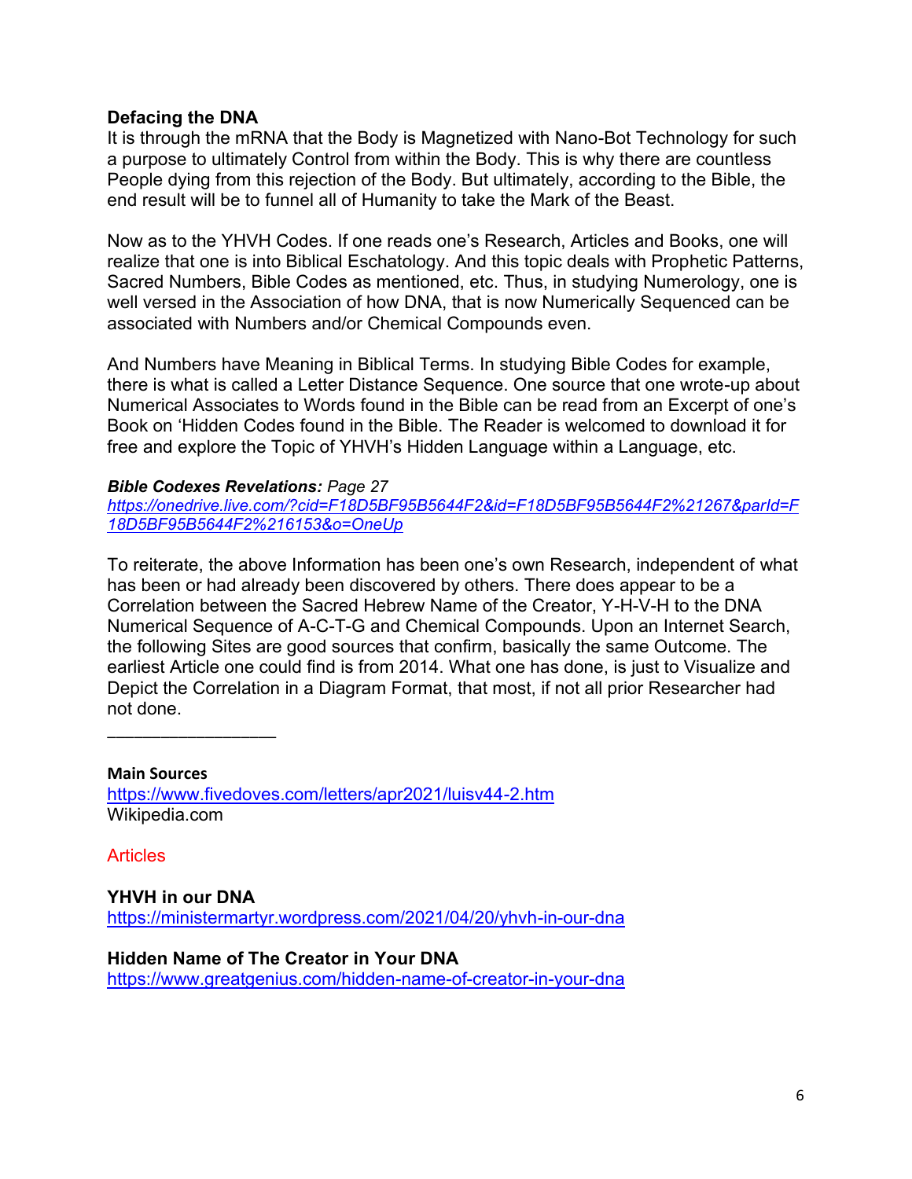**Defacing the DNA**

It is through the mRNA that the Body is Magnetized with Nano-Bot Technology for such a purpose to ultimately Control from within the Body. This is why there are countless People dying from this rejection of the Body. But ultimately, according to the Bible, the end result will be to funnel all of Humanity to take the Mark of the Beast.

Now as to the YHVH Codes. If one reads one's Research, Articles and Books, one will realize that one is into Biblical Eschatology. And this topic deals with Prophetic Patterns, Sacred Numbers, Bible Codes as mentioned, etc. Thus, in studying Numerology, one is well versed in the Association of how DNA, that is now Numerically Sequenced can be associated with Numbers and/or Chemical Compounds even.

And Numbers have Meaning in Biblical Terms. In studying Bible Codes for example, there is what is called a Letter Distance Sequence. One source that one wrote-up about Numerical Associates to Words found in the Bible can be read from an Excerpt of one's Book on 'Hidden Codes found in the Bible. The Reader is welcomed to download it for free and explore the Topic of YHVH's Hidden Language within a Language, etc.

***Bible Codexes Revelations:*** *Page 27*
*https://onedrive.live.com/?cid=F18D5BF95B5644F2&id=F18D5BF95B5644F2%21267&parId=F18D5BF95B5644F2%216153&o=OneUp*

To reiterate, the above Information has been one's own Research, independent of what has been or had already been discovered by others. There does appear to be a Correlation between the Sacred Hebrew Name of the Creator, Y-H-V-H to the DNA Numerical Sequence of A-C-T-G and Chemical Compounds. Upon an Internet Search, the following Sites are good sources that confirm, basically the same Outcome. The earliest Article one could find is from 2014. What one has done, is just to Visualize and Depict the Correlation in a Diagram Format, that most, if not all prior Researcher had not done.

\_\_\_\_\_\_\_\_\_\_\_\_\_\_\_\_\_\_\_

**Main Sources**
https://www.fivedoves.com/letters/apr2021/luisv44-2.htm
Wikipedia.com

Articles

**YHVH in our DNA**
https://ministermartyr.wordpress.com/2021/04/20/yhvh-in-our-dna

**Hidden Name of The Creator in Your DNA**
https://www.greatgenius.com/hidden-name-of-creator-in-your-dna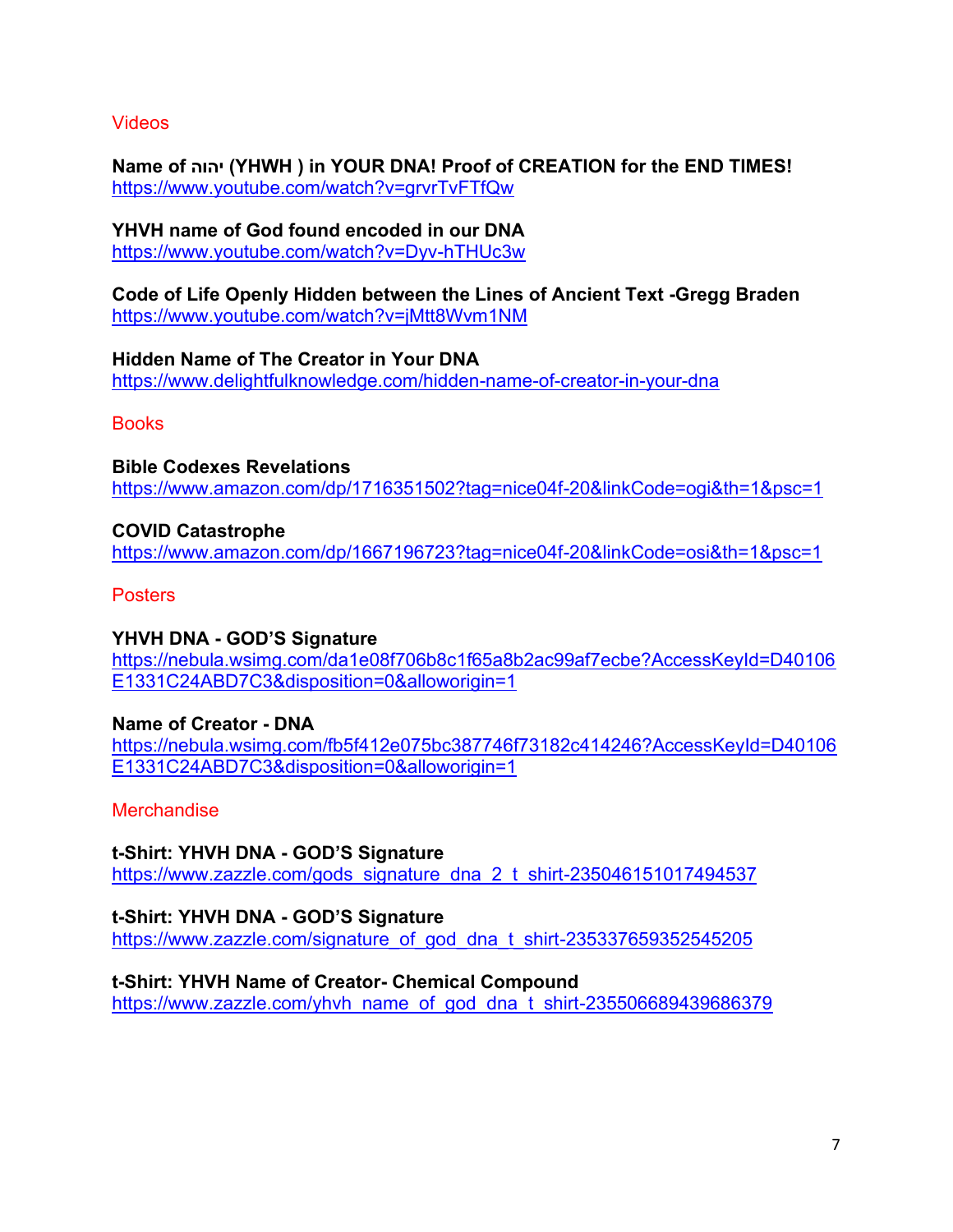## Videos

**Name of יהוה (YHWH ) in YOUR DNA! Proof of CREATION for the END TIMES!**
https://www.youtube.com/watch?v=grvrTvFTfQw

**YHVH name of God found encoded in our DNA**
https://www.youtube.com/watch?v=Dyv-hTHUc3w

**Code of Life Openly Hidden between the Lines of Ancient Text -Gregg Braden**
https://www.youtube.com/watch?v=jMtt8Wvm1NM

**Hidden Name of The Creator in Your DNA**
https://www.delightfulknowledge.com/hidden-name-of-creator-in-your-dna

## Books

**Bible Codexes Revelations**
https://www.amazon.com/dp/1716351502?tag=nice04f-20&linkCode=ogi&th=1&psc=1

**COVID Catastrophe**
https://www.amazon.com/dp/1667196723?tag=nice04f-20&linkCode=osi&th=1&psc=1

## Posters

**YHVH DNA - GOD'S Signature**
https://nebula.wsimg.com/da1e08f706b8c1f65a8b2ac99af7ecbe?AccessKeyId=D40106E1331C24ABD7C3&disposition=0&alloworigin=1

**Name of Creator - DNA**
https://nebula.wsimg.com/fb5f412e075bc387746f73182c414246?AccessKeyId=D40106E1331C24ABD7C3&disposition=0&alloworigin=1

## Merchandise

**t-Shirt: YHVH DNA - GOD'S Signature**
https://www.zazzle.com/gods_signature_dna_2_t_shirt-235046151017494537

**t-Shirt: YHVH DNA - GOD'S Signature**
https://www.zazzle.com/signature_of_god_dna_t_shirt-235337659352545205

**t-Shirt: YHVH Name of Creator- Chemical Compound**
https://www.zazzle.com/yhvh_name_of_god_dna_t_shirt-235506689439686379